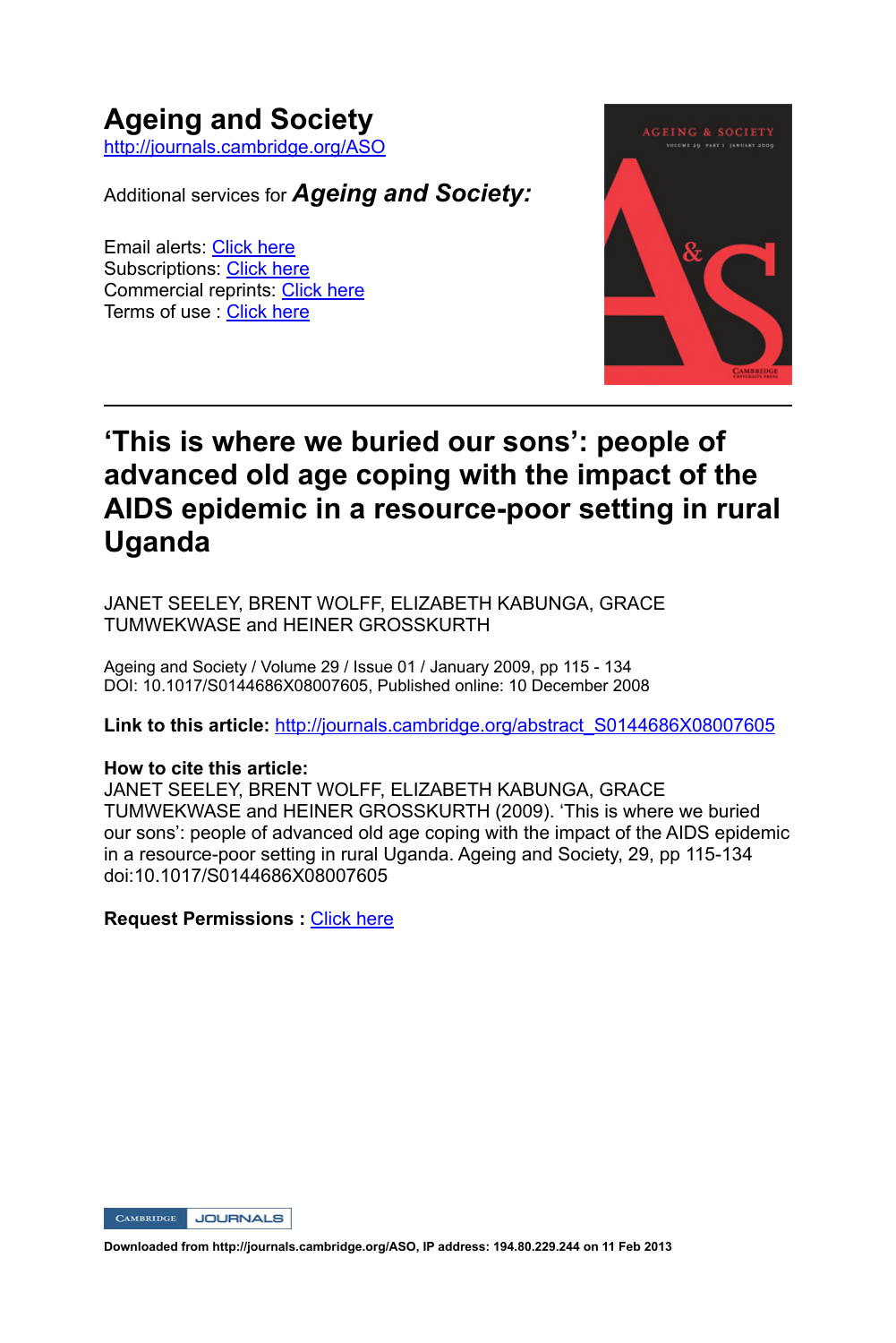# Ageing and Society

http://journals.cambridge.org/ASO

Additional services for ***Ageing and Society:***

Email alerts: Click here
Subscriptions: Click here
Commercial reprints: Click here
Terms of use : Click here

---

## 'This is where we buried our sons': people of advanced old age coping with the impact of the AIDS epidemic in a resource-poor setting in rural Uganda

JANET SEELEY, BRENT WOLFF, ELIZABETH KABUNGA, GRACE TUMWEKWASE and HEINER GROSSKURTH

Ageing and Society / Volume 29 / Issue 01 / January 2009, pp 115 - 134
DOI: 10.1017/S0144686X08007605, Published online: 10 December 2008

**Link to this article:** http://journals.cambridge.org/abstract_S0144686X08007605

**How to cite this article:**
JANET SEELEY, BRENT WOLFF, ELIZABETH KABUNGA, GRACE TUMWEKWASE and HEINER GROSSKURTH (2009). 'This is where we buried our sons': people of advanced old age coping with the impact of the AIDS epidemic in a resource-poor setting in rural Uganda. Ageing and Society, 29, pp 115-134 doi:10.1017/S0144686X08007605

**Request Permissions :** Click here

**Downloaded from http://journals.cambridge.org/ASO, IP address: 194.80.229.244 on 11 Feb 2013**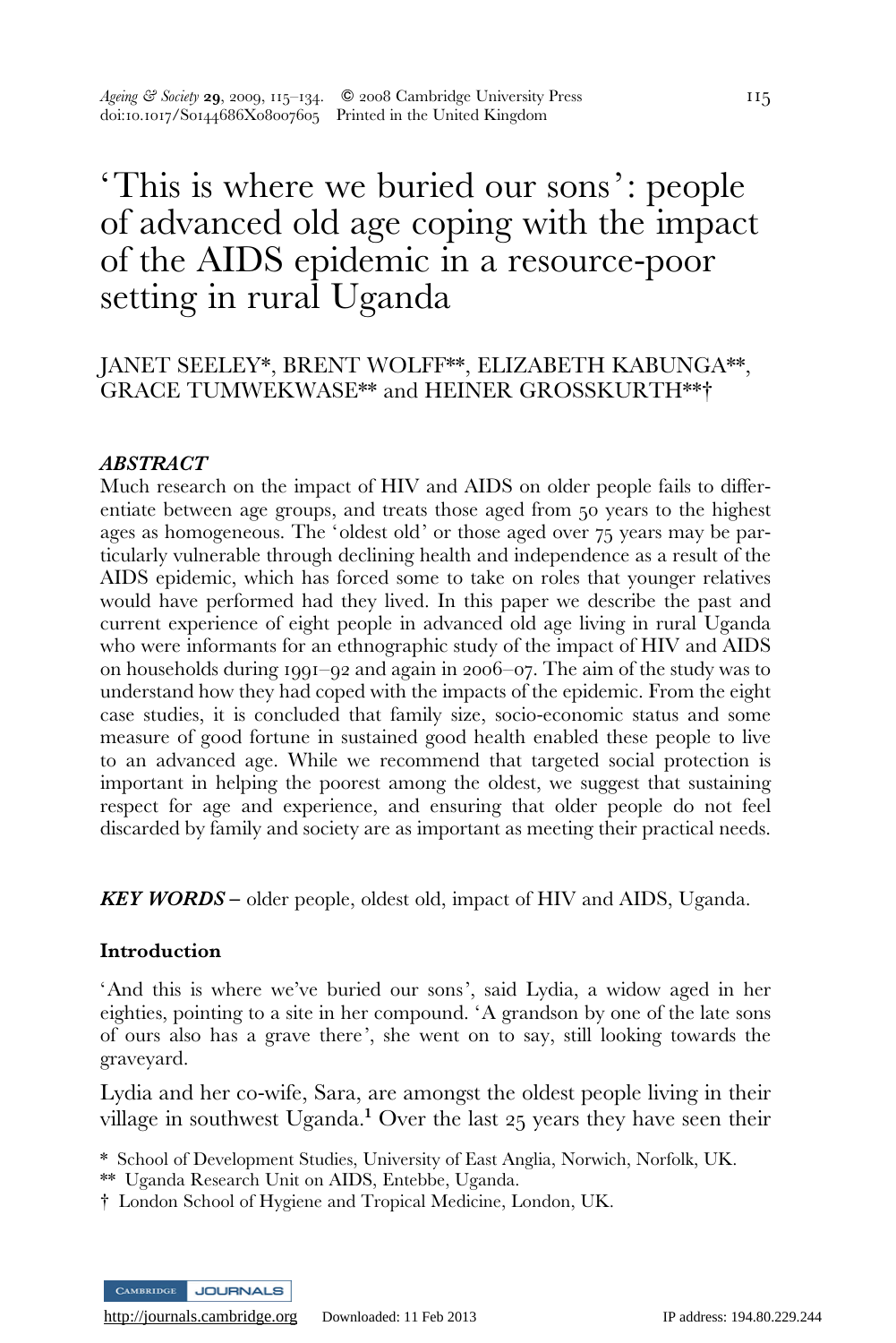# 'This is where we buried our sons': people of advanced old age coping with the impact of the AIDS epidemic in a resource-poor setting in rural Uganda

JANET SEELEY*, BRENT WOLFF**, ELIZABETH KABUNGA**, GRACE TUMWEKWASE** and HEINER GROSSKURTH**†

### *ABSTRACT*

Much research on the impact of HIV and AIDS on older people fails to differentiate between age groups, and treats those aged from 50 years to the highest ages as homogeneous. The 'oldest old' or those aged over 75 years may be particularly vulnerable through declining health and independence as a result of the AIDS epidemic, which has forced some to take on roles that younger relatives would have performed had they lived. In this paper we describe the past and current experience of eight people in advanced old age living in rural Uganda who were informants for an ethnographic study of the impact of HIV and AIDS on households during 1991–92 and again in 2006–07. The aim of the study was to understand how they had coped with the impacts of the epidemic. From the eight case studies, it is concluded that family size, socio-economic status and some measure of good fortune in sustained good health enabled these people to live to an advanced age. While we recommend that targeted social protection is important in helping the poorest among the oldest, we suggest that sustaining respect for age and experience, and ensuring that older people do not feel discarded by family and society are as important as meeting their practical needs.

***KEY WORDS*** – older people, oldest old, impact of HIV and AIDS, Uganda.

### Introduction

'And this is where we've buried our sons', said Lydia, a widow aged in her eighties, pointing to a site in her compound. 'A grandson by one of the late sons of ours also has a grave there', she went on to say, still looking towards the graveyard.

Lydia and her co-wife, Sara, are amongst the oldest people living in their village in southwest Uganda.[1] Over the last 25 years they have seen their

\* School of Development Studies, University of East Anglia, Norwich, Norfolk, UK.

\*\* Uganda Research Unit on AIDS, Entebbe, Uganda.

† London School of Hygiene and Tropical Medicine, London, UK.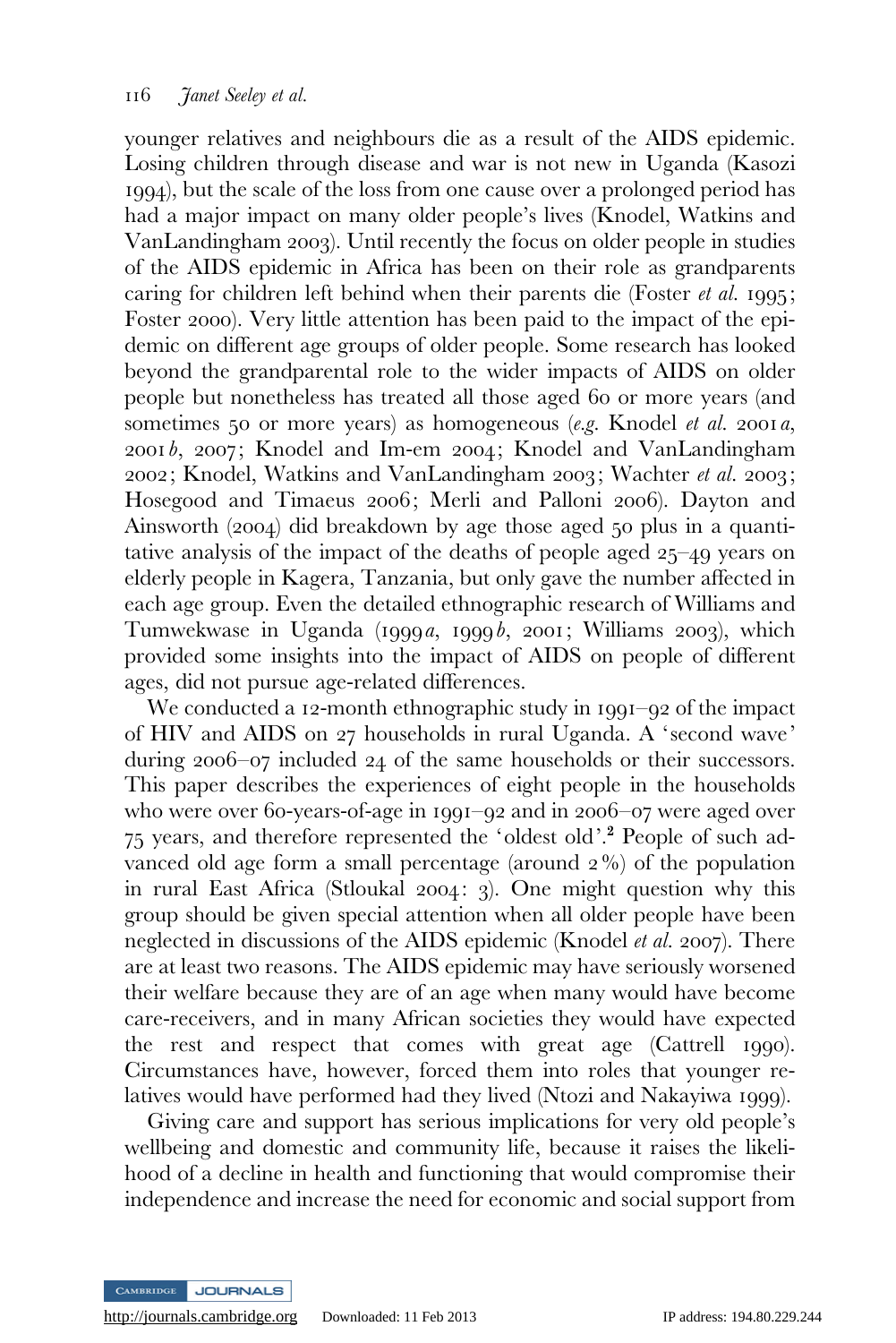younger relatives and neighbours die as a result of the AIDS epidemic. Losing children through disease and war is not new in Uganda (Kasozi 1994), but the scale of the loss from one cause over a prolonged period has had a major impact on many older people's lives (Knodel, Watkins and VanLandingham 2003). Until recently the focus on older people in studies of the AIDS epidemic in Africa has been on their role as grandparents caring for children left behind when their parents die (Foster *et al.* 1995; Foster 2000). Very little attention has been paid to the impact of the epidemic on different age groups of older people. Some research has looked beyond the grandparental role to the wider impacts of AIDS on older people but nonetheless has treated all those aged 60 or more years (and sometimes 50 or more years) as homogeneous (*e.g.* Knodel *et al.* 2001*a*, 2001*b*, 2007; Knodel and Im-em 2004; Knodel and VanLandingham 2002; Knodel, Watkins and VanLandingham 2003; Wachter *et al.* 2003; Hosegood and Timaeus 2006; Merli and Palloni 2006). Dayton and Ainsworth (2004) did breakdown by age those aged 50 plus in a quantitative analysis of the impact of the deaths of people aged 25–49 years on elderly people in Kagera, Tanzania, but only gave the number affected in each age group. Even the detailed ethnographic research of Williams and Tumwekwase in Uganda (1999*a*, 1999*b*, 2001; Williams 2003), which provided some insights into the impact of AIDS on people of different ages, did not pursue age-related differences.

We conducted a 12-month ethnographic study in 1991–92 of the impact of HIV and AIDS on 27 households in rural Uganda. A 'second wave' during 2006–07 included 24 of the same households or their successors. This paper describes the experiences of eight people in the households who were over 60-years-of-age in 1991–92 and in 2006–07 were aged over 75 years, and therefore represented the 'oldest old'.[2] People of such advanced old age form a small percentage (around 2%) of the population in rural East Africa (Stloukal 2004: 3). One might question why this group should be given special attention when all older people have been neglected in discussions of the AIDS epidemic (Knodel *et al.* 2007). There are at least two reasons. The AIDS epidemic may have seriously worsened their welfare because they are of an age when many would have become care-receivers, and in many African societies they would have expected the rest and respect that comes with great age (Cattrell 1990). Circumstances have, however, forced them into roles that younger relatives would have performed had they lived (Ntozi and Nakayiwa 1999).

Giving care and support has serious implications for very old people's wellbeing and domestic and community life, because it raises the likelihood of a decline in health and functioning that would compromise their independence and increase the need for economic and social support from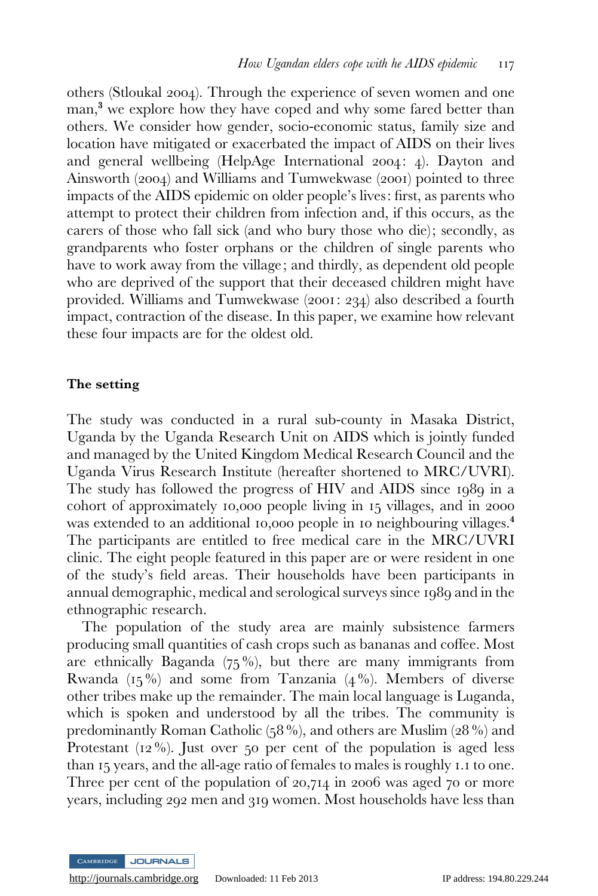others (Stloukal 2004). Through the experience of seven women and one man,[3] we explore how they have coped and why some fared better than others. We consider how gender, socio-economic status, family size and location have mitigated or exacerbated the impact of AIDS on their lives and general wellbeing (HelpAge International 2004: 4). Dayton and Ainsworth (2004) and Williams and Tumwekwase (2001) pointed to three impacts of the AIDS epidemic on older people's lives: first, as parents who attempt to protect their children from infection and, if this occurs, as the carers of those who fall sick (and who bury those who die); secondly, as grandparents who foster orphans or the children of single parents who have to work away from the village; and thirdly, as dependent old people who are deprived of the support that their deceased children might have provided. Williams and Tumwekwase (2001: 234) also described a fourth impact, contraction of the disease. In this paper, we examine how relevant these four impacts are for the oldest old.

## The setting

The study was conducted in a rural sub-county in Masaka District, Uganda by the Uganda Research Unit on AIDS which is jointly funded and managed by the United Kingdom Medical Research Council and the Uganda Virus Research Institute (hereafter shortened to MRC/UVRI). The study has followed the progress of HIV and AIDS since 1989 in a cohort of approximately 10,000 people living in 15 villages, and in 2000 was extended to an additional 10,000 people in 10 neighbouring villages.[4] The participants are entitled to free medical care in the MRC/UVRI clinic. The eight people featured in this paper are or were resident in one of the study's field areas. Their households have been participants in annual demographic, medical and serological surveys since 1989 and in the ethnographic research.

The population of the study area are mainly subsistence farmers producing small quantities of cash crops such as bananas and coffee. Most are ethnically Baganda (75%), but there are many immigrants from Rwanda (15%) and some from Tanzania (4%). Members of diverse other tribes make up the remainder. The main local language is Luganda, which is spoken and understood by all the tribes. The community is predominantly Roman Catholic (58%), and others are Muslim (28%) and Protestant (12%). Just over 50 per cent of the population is aged less than 15 years, and the all-age ratio of females to males is roughly 1.1 to one. Three per cent of the population of 20,714 in 2006 was aged 70 or more years, including 292 men and 319 women. Most households have less than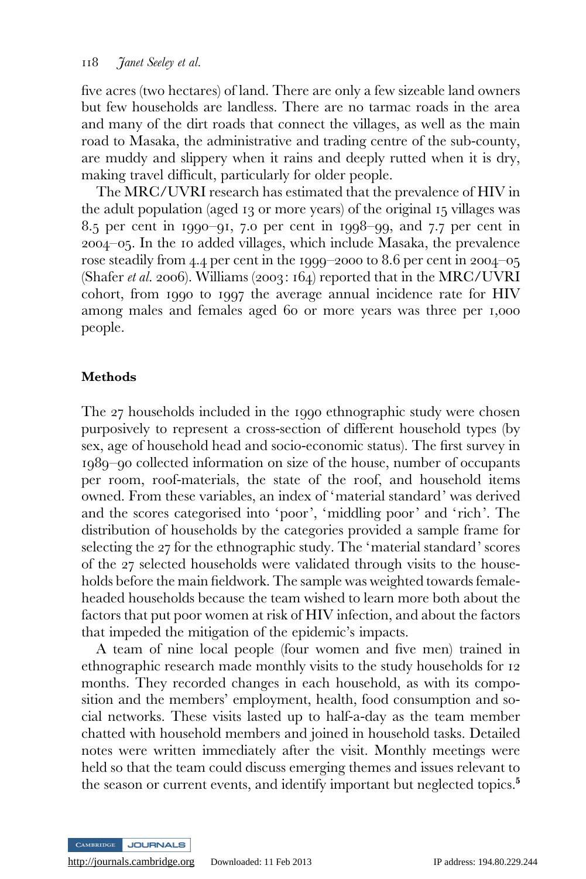five acres (two hectares) of land. There are only a few sizeable land owners but few households are landless. There are no tarmac roads in the area and many of the dirt roads that connect the villages, as well as the main road to Masaka, the administrative and trading centre of the sub-county, are muddy and slippery when it rains and deeply rutted when it is dry, making travel difficult, particularly for older people.

The MRC/UVRI research has estimated that the prevalence of HIV in the adult population (aged 13 or more years) of the original 15 villages was 8.5 per cent in 1990–91, 7.0 per cent in 1998–99, and 7.7 per cent in 2004–05. In the 10 added villages, which include Masaka, the prevalence rose steadily from 4.4 per cent in the 1999–2000 to 8.6 per cent in 2004–05 (Shafer *et al.* 2006). Williams (2003: 164) reported that in the MRC/UVRI cohort, from 1990 to 1997 the average annual incidence rate for HIV among males and females aged 60 or more years was three per 1,000 people.

## Methods

The 27 households included in the 1990 ethnographic study were chosen purposively to represent a cross-section of different household types (by sex, age of household head and socio-economic status). The first survey in 1989–90 collected information on size of the house, number of occupants per room, roof-materials, the state of the roof, and household items owned. From these variables, an index of 'material standard' was derived and the scores categorised into 'poor', 'middling poor' and 'rich'. The distribution of households by the categories provided a sample frame for selecting the 27 for the ethnographic study. The 'material standard' scores of the 27 selected households were validated through visits to the households before the main fieldwork. The sample was weighted towards female-headed households because the team wished to learn more both about the factors that put poor women at risk of HIV infection, and about the factors that impeded the mitigation of the epidemic's impacts.

A team of nine local people (four women and five men) trained in ethnographic research made monthly visits to the study households for 12 months. They recorded changes in each household, as with its composition and the members' employment, health, food consumption and social networks. These visits lasted up to half-a-day as the team member chatted with household members and joined in household tasks. Detailed notes were written immediately after the visit. Monthly meetings were held so that the team could discuss emerging themes and issues relevant to the season or current events, and identify important but neglected topics.[5]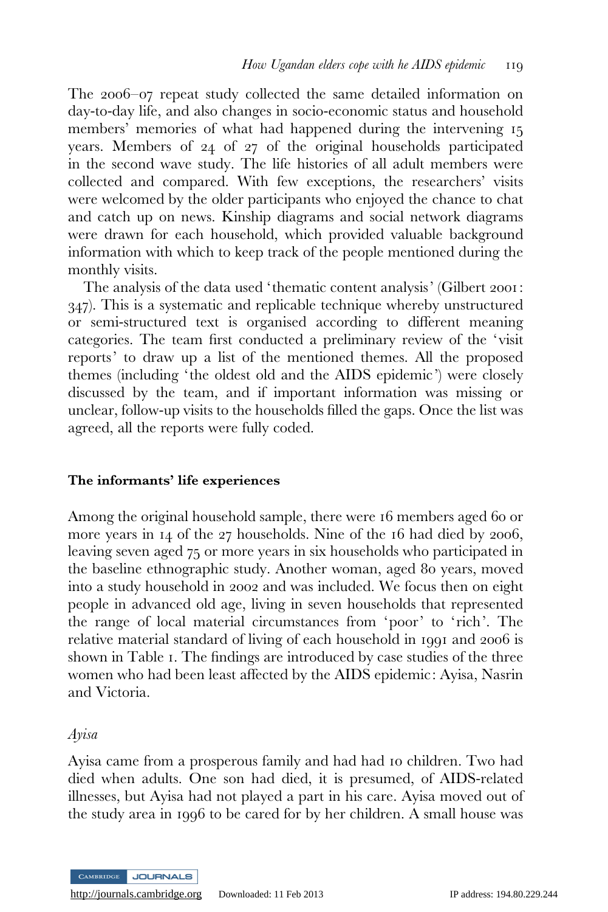The 2006–07 repeat study collected the same detailed information on day-to-day life, and also changes in socio-economic status and household members' memories of what had happened during the intervening 15 years. Members of 24 of 27 of the original households participated in the second wave study. The life histories of all adult members were collected and compared. With few exceptions, the researchers' visits were welcomed by the older participants who enjoyed the chance to chat and catch up on news. Kinship diagrams and social network diagrams were drawn for each household, which provided valuable background information with which to keep track of the people mentioned during the monthly visits.

The analysis of the data used 'thematic content analysis' (Gilbert 2001: 347). This is a systematic and replicable technique whereby unstructured or semi-structured text is organised according to different meaning categories. The team first conducted a preliminary review of the 'visit reports' to draw up a list of the mentioned themes. All the proposed themes (including 'the oldest old and the AIDS epidemic') were closely discussed by the team, and if important information was missing or unclear, follow-up visits to the households filled the gaps. Once the list was agreed, all the reports were fully coded.

## The informants' life experiences

Among the original household sample, there were 16 members aged 60 or more years in 14 of the 27 households. Nine of the 16 had died by 2006, leaving seven aged 75 or more years in six households who participated in the baseline ethnographic study. Another woman, aged 80 years, moved into a study household in 2002 and was included. We focus then on eight people in advanced old age, living in seven households that represented the range of local material circumstances from 'poor' to 'rich'. The relative material standard of living of each household in 1991 and 2006 is shown in Table 1. The findings are introduced by case studies of the three women who had been least affected by the AIDS epidemic: Ayisa, Nasrin and Victoria.

### *Ayisa*

Ayisa came from a prosperous family and had had 10 children. Two had died when adults. One son had died, it is presumed, of AIDS-related illnesses, but Ayisa had not played a part in his care. Ayisa moved out of the study area in 1996 to be cared for by her children. A small house was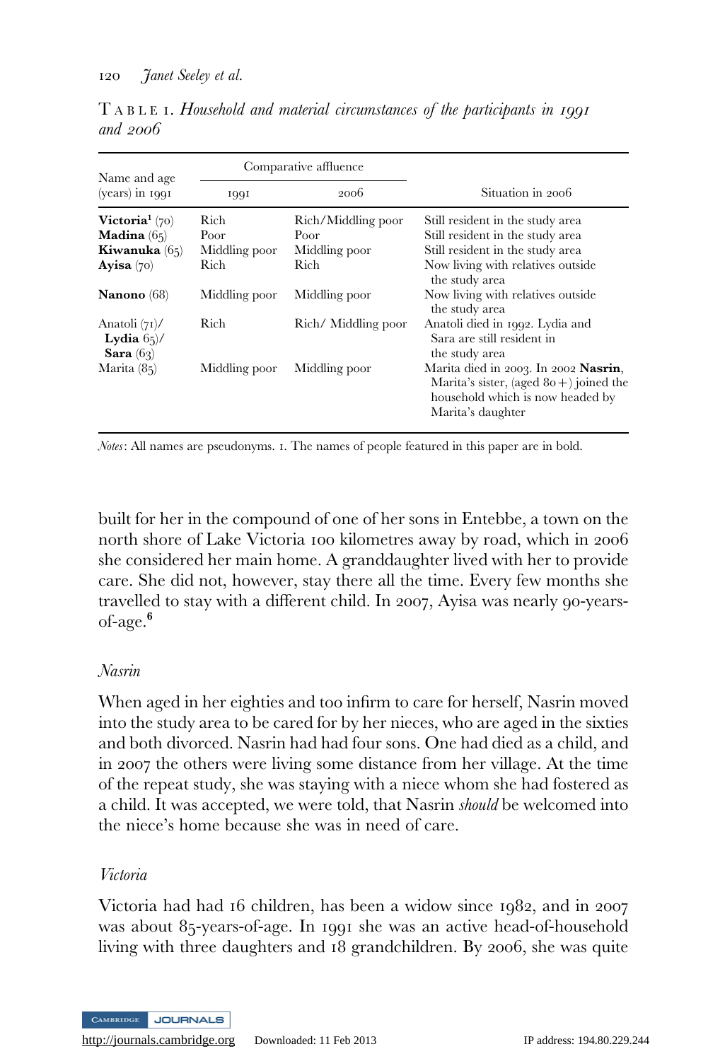TABLE 1. *Household and material circumstances of the participants in 1991 and 2006*

| Name and age (years) in 1991 | Comparative affluence | | Situation in 2006 |
|---|---|---|---|
| | 1991 | 2006 | |
| **Victoria**[1] (70) | Rich | Rich/Middling poor | Still resident in the study area |
| **Madina** (65) | Poor | Poor | Still resident in the study area |
| **Kiwanuka** (65) | Middling poor | Middling poor | Still resident in the study area |
| **Ayisa** (70) | Rich | Rich | Now living with relatives outside the study area |
| **Nanono** (68) | Middling poor | Middling poor | Now living with relatives outside the study area |
| Anatoli (71)/ **Lydia** 65)/ **Sara** (63) | Rich | Rich/ Middling poor | Anatoli died in 1992. Lydia and Sara are still resident in the study area |
| Marita (85) | Middling poor | Middling poor | Marita died in 2003. In 2002 **Nasrin**, Marita's sister, (aged 80+) joined the household which is now headed by Marita's daughter |

*Notes*: All names are pseudonyms. 1. The names of people featured in this paper are in bold.

built for her in the compound of one of her sons in Entebbe, a town on the north shore of Lake Victoria 100 kilometres away by road, which in 2006 she considered her main home. A granddaughter lived with her to provide care. She did not, however, stay there all the time. Every few months she travelled to stay with a different child. In 2007, Ayisa was nearly 90-years-of-age.[6]

### *Nasrin*

When aged in her eighties and too infirm to care for herself, Nasrin moved into the study area to be cared for by her nieces, who are aged in the sixties and both divorced. Nasrin had had four sons. One had died as a child, and in 2007 the others were living some distance from her village. At the time of the repeat study, she was staying with a niece whom she had fostered as a child. It was accepted, we were told, that Nasrin *should* be welcomed into the niece's home because she was in need of care.

### *Victoria*

Victoria had had 16 children, has been a widow since 1982, and in 2007 was about 85-years-of-age. In 1991 she was an active head-of-household living with three daughters and 18 grandchildren. By 2006, she was quite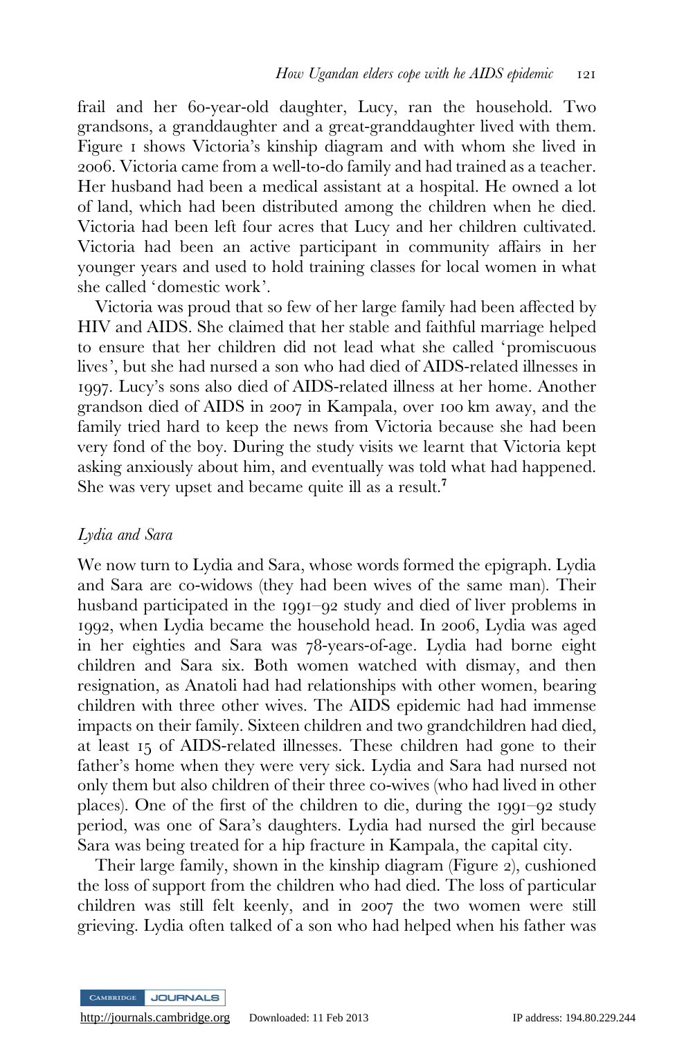frail and her 60-year-old daughter, Lucy, ran the household. Two grandsons, a granddaughter and a great-granddaughter lived with them. Figure 1 shows Victoria's kinship diagram and with whom she lived in 2006. Victoria came from a well-to-do family and had trained as a teacher. Her husband had been a medical assistant at a hospital. He owned a lot of land, which had been distributed among the children when he died. Victoria had been left four acres that Lucy and her children cultivated. Victoria had been an active participant in community affairs in her younger years and used to hold training classes for local women in what she called 'domestic work'.

Victoria was proud that so few of her large family had been affected by HIV and AIDS. She claimed that her stable and faithful marriage helped to ensure that her children did not lead what she called 'promiscuous lives', but she had nursed a son who had died of AIDS-related illnesses in 1997. Lucy's sons also died of AIDS-related illness at her home. Another grandson died of AIDS in 2007 in Kampala, over 100 km away, and the family tried hard to keep the news from Victoria because she had been very fond of the boy. During the study visits we learnt that Victoria kept asking anxiously about him, and eventually was told what had happened. She was very upset and became quite ill as a result.[7]

### *Lydia and Sara*

We now turn to Lydia and Sara, whose words formed the epigraph. Lydia and Sara are co-widows (they had been wives of the same man). Their husband participated in the 1991–92 study and died of liver problems in 1992, when Lydia became the household head. In 2006, Lydia was aged in her eighties and Sara was 78-years-of-age. Lydia had borne eight children and Sara six. Both women watched with dismay, and then resignation, as Anatoli had had relationships with other women, bearing children with three other wives. The AIDS epidemic had had immense impacts on their family. Sixteen children and two grandchildren had died, at least 15 of AIDS-related illnesses. These children had gone to their father's home when they were very sick. Lydia and Sara had nursed not only them but also children of their three co-wives (who had lived in other places). One of the first of the children to die, during the 1991–92 study period, was one of Sara's daughters. Lydia had nursed the girl because Sara was being treated for a hip fracture in Kampala, the capital city.

Their large family, shown in the kinship diagram (Figure 2), cushioned the loss of support from the children who had died. The loss of particular children was still felt keenly, and in 2007 the two women were still grieving. Lydia often talked of a son who had helped when his father was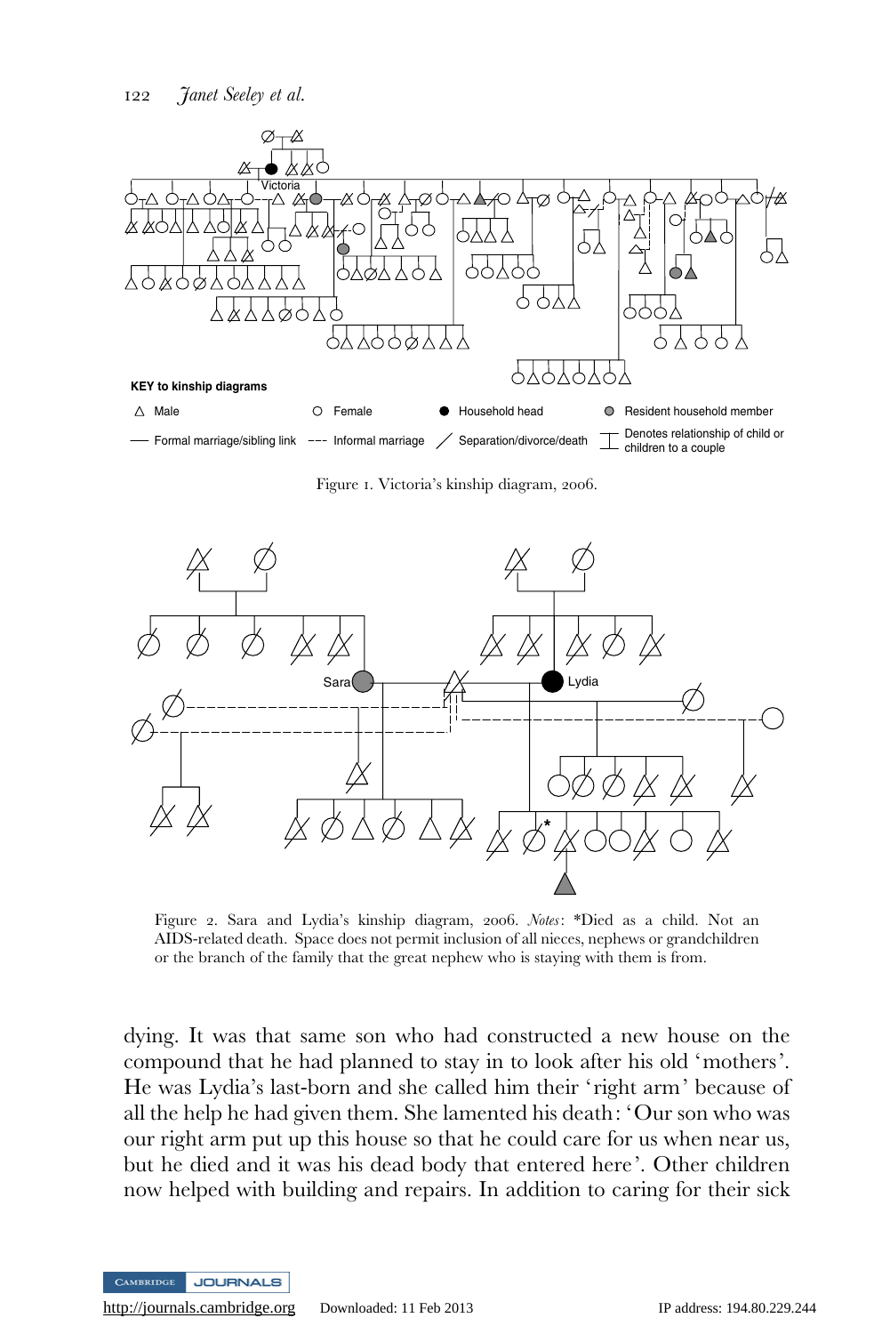KEY to kinship diagrams

△ Male ○ Female ● Household head ● Resident household member

— Formal marriage/sibling link --- Informal marriage / Separation/divorce/death ⊤ Denotes relationship of child or children to a couple

Figure 1. Victoria's kinship diagram, 2006.

Figure 2. Sara and Lydia's kinship diagram, 2006. *Notes*: *Died as a child. Not an AIDS-related death. Space does not permit inclusion of all nieces, nephews or grandchildren or the branch of the family that the great nephew who is staying with them is from.

dying. It was that same son who had constructed a new house on the compound that he had planned to stay in to look after his old 'mothers'. He was Lydia's last-born and she called him their 'right arm' because of all the help he had given them. She lamented his death: 'Our son who was our right arm put up this house so that he could care for us when near us, but he died and it was his dead body that entered here'. Other children now helped with building and repairs. In addition to caring for their sick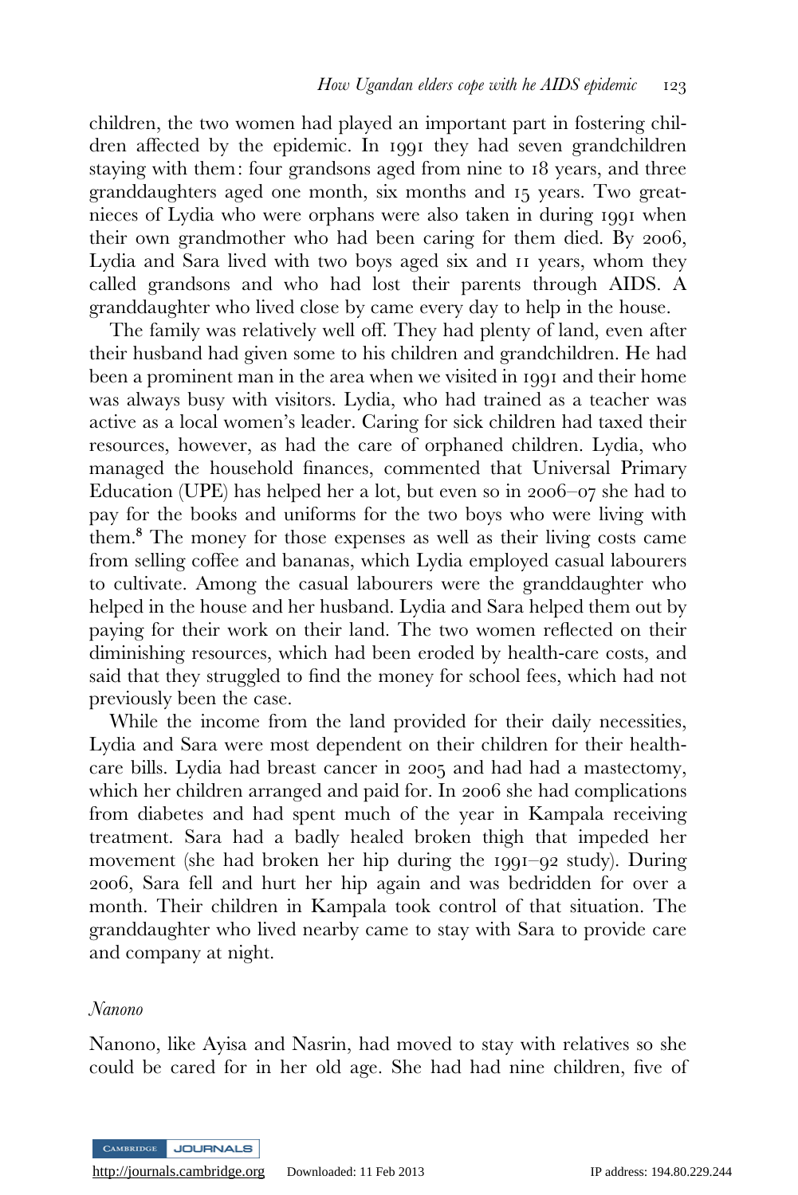children, the two women had played an important part in fostering children affected by the epidemic. In 1991 they had seven grandchildren staying with them: four grandsons aged from nine to 18 years, and three granddaughters aged one month, six months and 15 years. Two great-nieces of Lydia who were orphans were also taken in during 1991 when their own grandmother who had been caring for them died. By 2006, Lydia and Sara lived with two boys aged six and 11 years, whom they called grandsons and who had lost their parents through AIDS. A granddaughter who lived close by came every day to help in the house.

The family was relatively well off. They had plenty of land, even after their husband had given some to his children and grandchildren. He had been a prominent man in the area when we visited in 1991 and their home was always busy with visitors. Lydia, who had trained as a teacher was active as a local women's leader. Caring for sick children had taxed their resources, however, as had the care of orphaned children. Lydia, who managed the household finances, commented that Universal Primary Education (UPE) has helped her a lot, but even so in 2006–07 she had to pay for the books and uniforms for the two boys who were living with them.[8] The money for those expenses as well as their living costs came from selling coffee and bananas, which Lydia employed casual labourers to cultivate. Among the casual labourers were the granddaughter who helped in the house and her husband. Lydia and Sara helped them out by paying for their work on their land. The two women reflected on their diminishing resources, which had been eroded by health-care costs, and said that they struggled to find the money for school fees, which had not previously been the case.

While the income from the land provided for their daily necessities, Lydia and Sara were most dependent on their children for their health-care bills. Lydia had breast cancer in 2005 and had had a mastectomy, which her children arranged and paid for. In 2006 she had complications from diabetes and had spent much of the year in Kampala receiving treatment. Sara had a badly healed broken thigh that impeded her movement (she had broken her hip during the 1991–92 study). During 2006, Sara fell and hurt her hip again and was bedridden for over a month. Their children in Kampala took control of that situation. The granddaughter who lived nearby came to stay with Sara to provide care and company at night.

*Nanono*

Nanono, like Ayisa and Nasrin, had moved to stay with relatives so she could be cared for in her old age. She had had nine children, five of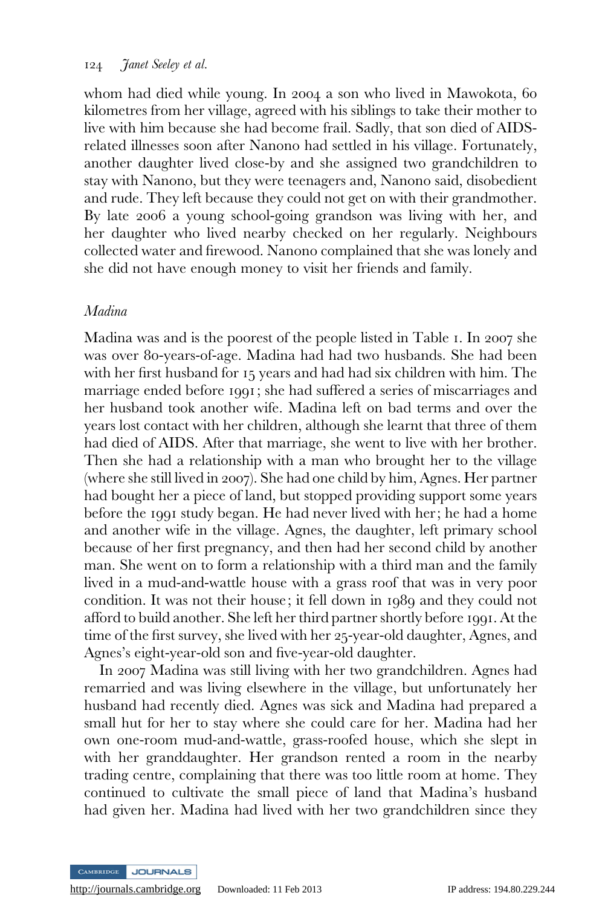whom had died while young. In 2004 a son who lived in Mawokota, 60 kilometres from her village, agreed with his siblings to take their mother to live with him because she had become frail. Sadly, that son died of AIDS-related illnesses soon after Nanono had settled in his village. Fortunately, another daughter lived close-by and she assigned two grandchildren to stay with Nanono, but they were teenagers and, Nanono said, disobedient and rude. They left because they could not get on with their grandmother. By late 2006 a young school-going grandson was living with her, and her daughter who lived nearby checked on her regularly. Neighbours collected water and firewood. Nanono complained that she was lonely and she did not have enough money to visit her friends and family.

### *Madina*

Madina was and is the poorest of the people listed in Table 1. In 2007 she was over 80-years-of-age. Madina had had two husbands. She had been with her first husband for 15 years and had had six children with him. The marriage ended before 1991; she had suffered a series of miscarriages and her husband took another wife. Madina left on bad terms and over the years lost contact with her children, although she learnt that three of them had died of AIDS. After that marriage, she went to live with her brother. Then she had a relationship with a man who brought her to the village (where she still lived in 2007). She had one child by him, Agnes. Her partner had bought her a piece of land, but stopped providing support some years before the 1991 study began. He had never lived with her; he had a home and another wife in the village. Agnes, the daughter, left primary school because of her first pregnancy, and then had her second child by another man. She went on to form a relationship with a third man and the family lived in a mud-and-wattle house with a grass roof that was in very poor condition. It was not their house; it fell down in 1989 and they could not afford to build another. She left her third partner shortly before 1991. At the time of the first survey, she lived with her 25-year-old daughter, Agnes, and Agnes's eight-year-old son and five-year-old daughter.

In 2007 Madina was still living with her two grandchildren. Agnes had remarried and was living elsewhere in the village, but unfortunately her husband had recently died. Agnes was sick and Madina had prepared a small hut for her to stay where she could care for her. Madina had her own one-room mud-and-wattle, grass-roofed house, which she slept in with her granddaughter. Her grandson rented a room in the nearby trading centre, complaining that there was too little room at home. They continued to cultivate the small piece of land that Madina's husband had given her. Madina had lived with her two grandchildren since they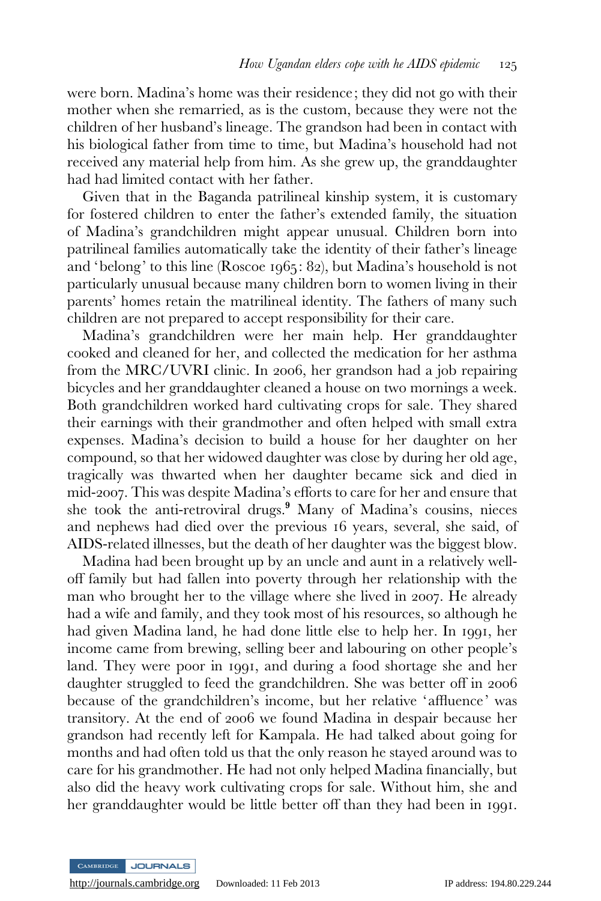were born. Madina's home was their residence; they did not go with their mother when she remarried, as is the custom, because they were not the children of her husband's lineage. The grandson had been in contact with his biological father from time to time, but Madina's household had not received any material help from him. As she grew up, the granddaughter had had limited contact with her father.

Given that in the Baganda patrilineal kinship system, it is customary for fostered children to enter the father's extended family, the situation of Madina's grandchildren might appear unusual. Children born into patrilineal families automatically take the identity of their father's lineage and 'belong' to this line (Roscoe 1965: 82), but Madina's household is not particularly unusual because many children born to women living in their parents' homes retain the matrilineal identity. The fathers of many such children are not prepared to accept responsibility for their care.

Madina's grandchildren were her main help. Her granddaughter cooked and cleaned for her, and collected the medication for her asthma from the MRC/UVRI clinic. In 2006, her grandson had a job repairing bicycles and her granddaughter cleaned a house on two mornings a week. Both grandchildren worked hard cultivating crops for sale. They shared their earnings with their grandmother and often helped with small extra expenses. Madina's decision to build a house for her daughter on her compound, so that her widowed daughter was close by during her old age, tragically was thwarted when her daughter became sick and died in mid-2007. This was despite Madina's efforts to care for her and ensure that she took the anti-retroviral drugs.[9] Many of Madina's cousins, nieces and nephews had died over the previous 16 years, several, she said, of AIDS-related illnesses, but the death of her daughter was the biggest blow.

Madina had been brought up by an uncle and aunt in a relatively well-off family but had fallen into poverty through her relationship with the man who brought her to the village where she lived in 2007. He already had a wife and family, and they took most of his resources, so although he had given Madina land, he had done little else to help her. In 1991, her income came from brewing, selling beer and labouring on other people's land. They were poor in 1991, and during a food shortage she and her daughter struggled to feed the grandchildren. She was better off in 2006 because of the grandchildren's income, but her relative 'affluence' was transitory. At the end of 2006 we found Madina in despair because her grandson had recently left for Kampala. He had talked about going for months and had often told us that the only reason he stayed around was to care for his grandmother. He had not only helped Madina financially, but also did the heavy work cultivating crops for sale. Without him, she and her granddaughter would be little better off than they had been in 1991.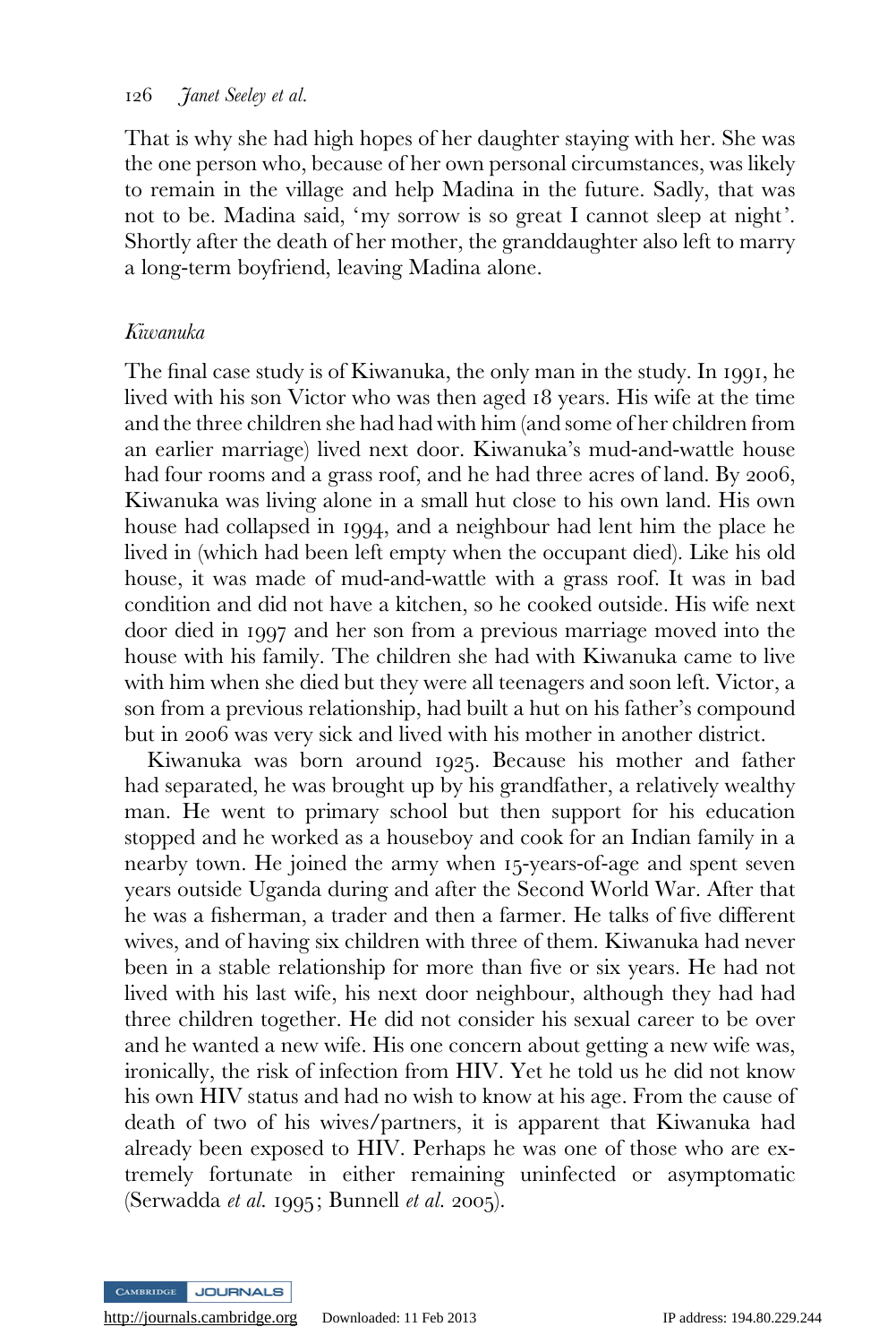That is why she had high hopes of her daughter staying with her. She was the one person who, because of her own personal circumstances, was likely to remain in the village and help Madina in the future. Sadly, that was not to be. Madina said, 'my sorrow is so great I cannot sleep at night'. Shortly after the death of her mother, the granddaughter also left to marry a long-term boyfriend, leaving Madina alone.

### *Kiwanuka*

The final case study is of Kiwanuka, the only man in the study. In 1991, he lived with his son Victor who was then aged 18 years. His wife at the time and the three children she had had with him (and some of her children from an earlier marriage) lived next door. Kiwanuka's mud-and-wattle house had four rooms and a grass roof, and he had three acres of land. By 2006, Kiwanuka was living alone in a small hut close to his own land. His own house had collapsed in 1994, and a neighbour had lent him the place he lived in (which had been left empty when the occupant died). Like his old house, it was made of mud-and-wattle with a grass roof. It was in bad condition and did not have a kitchen, so he cooked outside. His wife next door died in 1997 and her son from a previous marriage moved into the house with his family. The children she had with Kiwanuka came to live with him when she died but they were all teenagers and soon left. Victor, a son from a previous relationship, had built a hut on his father's compound but in 2006 was very sick and lived with his mother in another district.

Kiwanuka was born around 1925. Because his mother and father had separated, he was brought up by his grandfather, a relatively wealthy man. He went to primary school but then support for his education stopped and he worked as a houseboy and cook for an Indian family in a nearby town. He joined the army when 15-years-of-age and spent seven years outside Uganda during and after the Second World War. After that he was a fisherman, a trader and then a farmer. He talks of five different wives, and of having six children with three of them. Kiwanuka had never been in a stable relationship for more than five or six years. He had not lived with his last wife, his next door neighbour, although they had had three children together. He did not consider his sexual career to be over and he wanted a new wife. His one concern about getting a new wife was, ironically, the risk of infection from HIV. Yet he told us he did not know his own HIV status and had no wish to know at his age. From the cause of death of two of his wives/partners, it is apparent that Kiwanuka had already been exposed to HIV. Perhaps he was one of those who are extremely fortunate in either remaining uninfected or asymptomatic (Serwadda *et al.* 1995; Bunnell *et al.* 2005).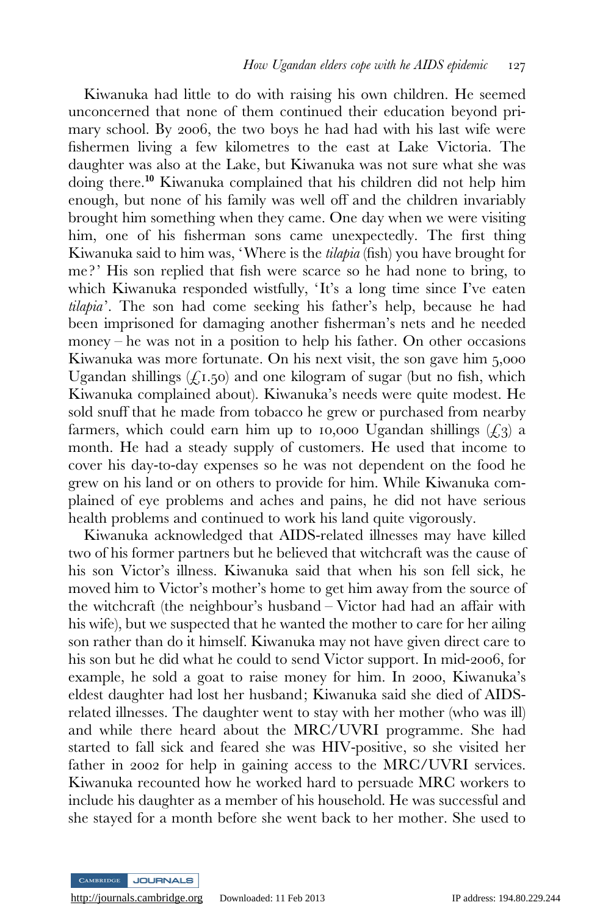Kiwanuka had little to do with raising his own children. He seemed unconcerned that none of them continued their education beyond primary school. By 2006, the two boys he had had with his last wife were fishermen living a few kilometres to the east at Lake Victoria. The daughter was also at the Lake, but Kiwanuka was not sure what she was doing there.[10] Kiwanuka complained that his children did not help him enough, but none of his family was well off and the children invariably brought him something when they came. One day when we were visiting him, one of his fisherman sons came unexpectedly. The first thing Kiwanuka said to him was, 'Where is the *tilapia* (fish) you have brought for me?' His son replied that fish were scarce so he had none to bring, to which Kiwanuka responded wistfully, 'It's a long time since I've eaten *tilapia*'. The son had come seeking his father's help, because he had been imprisoned for damaging another fisherman's nets and he needed money – he was not in a position to help his father. On other occasions Kiwanuka was more fortunate. On his next visit, the son gave him 5,000 Ugandan shillings (£1.50) and one kilogram of sugar (but no fish, which Kiwanuka complained about). Kiwanuka's needs were quite modest. He sold snuff that he made from tobacco he grew or purchased from nearby farmers, which could earn him up to 10,000 Ugandan shillings (£3) a month. He had a steady supply of customers. He used that income to cover his day-to-day expenses so he was not dependent on the food he grew on his land or on others to provide for him. While Kiwanuka complained of eye problems and aches and pains, he did not have serious health problems and continued to work his land quite vigorously.

Kiwanuka acknowledged that AIDS-related illnesses may have killed two of his former partners but he believed that witchcraft was the cause of his son Victor's illness. Kiwanuka said that when his son fell sick, he moved him to Victor's mother's home to get him away from the source of the witchcraft (the neighbour's husband – Victor had had an affair with his wife), but we suspected that he wanted the mother to care for her ailing son rather than do it himself. Kiwanuka may not have given direct care to his son but he did what he could to send Victor support. In mid-2006, for example, he sold a goat to raise money for him. In 2000, Kiwanuka's eldest daughter had lost her husband; Kiwanuka said she died of AIDS-related illnesses. The daughter went to stay with her mother (who was ill) and while there heard about the MRC/UVRI programme. She had started to fall sick and feared she was HIV-positive, so she visited her father in 2002 for help in gaining access to the MRC/UVRI services. Kiwanuka recounted how he worked hard to persuade MRC workers to include his daughter as a member of his household. He was successful and she stayed for a month before she went back to her mother. She used to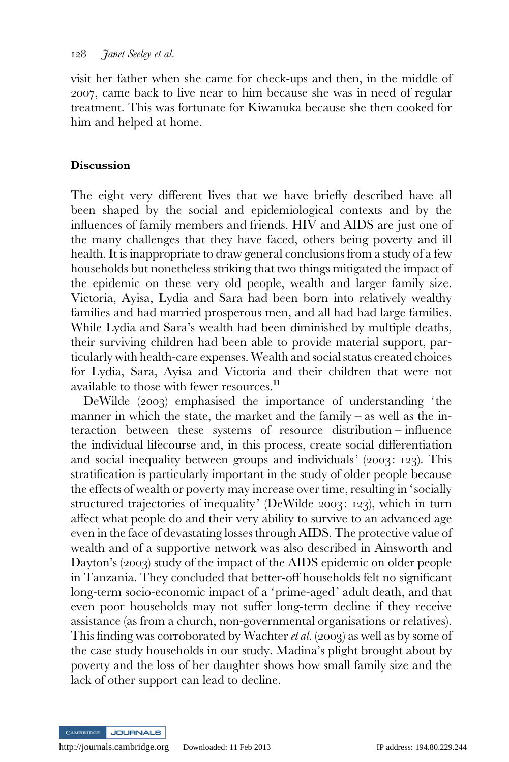visit her father when she came for check-ups and then, in the middle of 2007, came back to live near to him because she was in need of regular treatment. This was fortunate for Kiwanuka because she then cooked for him and helped at home.

## Discussion

The eight very different lives that we have briefly described have all been shaped by the social and epidemiological contexts and by the influences of family members and friends. HIV and AIDS are just one of the many challenges that they have faced, others being poverty and ill health. It is inappropriate to draw general conclusions from a study of a few households but nonetheless striking that two things mitigated the impact of the epidemic on these very old people, wealth and larger family size. Victoria, Ayisa, Lydia and Sara had been born into relatively wealthy families and had married prosperous men, and all had had large families. While Lydia and Sara's wealth had been diminished by multiple deaths, their surviving children had been able to provide material support, particularly with health-care expenses. Wealth and social status created choices for Lydia, Sara, Ayisa and Victoria and their children that were not available to those with fewer resources.[11]

DeWilde (2003) emphasised the importance of understanding 'the manner in which the state, the market and the family – as well as the interaction between these systems of resource distribution – influence the individual lifecourse and, in this process, create social differentiation and social inequality between groups and individuals' (2003: 123). This stratification is particularly important in the study of older people because the effects of wealth or poverty may increase over time, resulting in 'socially structured trajectories of inequality' (DeWilde 2003: 123), which in turn affect what people do and their very ability to survive to an advanced age even in the face of devastating losses through AIDS. The protective value of wealth and of a supportive network was also described in Ainsworth and Dayton's (2003) study of the impact of the AIDS epidemic on older people in Tanzania. They concluded that better-off households felt no significant long-term socio-economic impact of a 'prime-aged' adult death, and that even poor households may not suffer long-term decline if they receive assistance (as from a church, non-governmental organisations or relatives). This finding was corroborated by Wachter *et al.* (2003) as well as by some of the case study households in our study. Madina's plight brought about by poverty and the loss of her daughter shows how small family size and the lack of other support can lead to decline.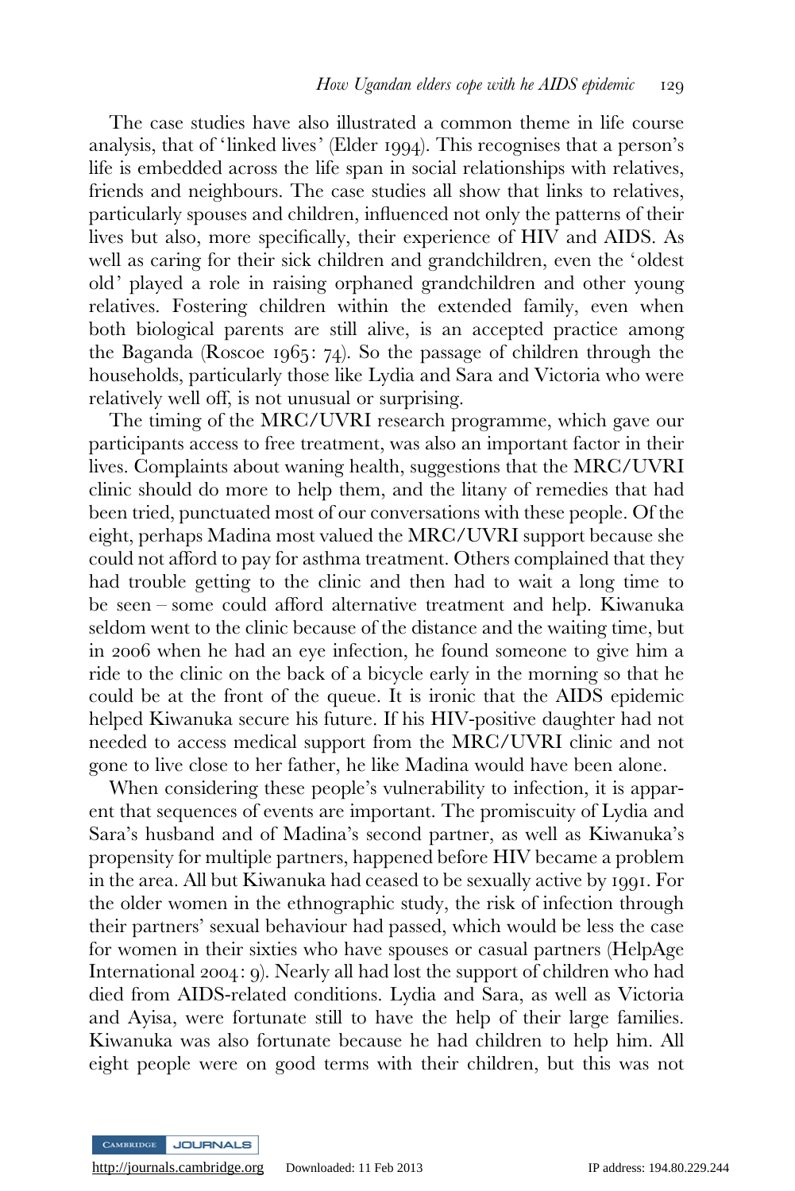The case studies have also illustrated a common theme in life course analysis, that of 'linked lives' (Elder 1994). This recognises that a person's life is embedded across the life span in social relationships with relatives, friends and neighbours. The case studies all show that links to relatives, particularly spouses and children, influenced not only the patterns of their lives but also, more specifically, their experience of HIV and AIDS. As well as caring for their sick children and grandchildren, even the 'oldest old' played a role in raising orphaned grandchildren and other young relatives. Fostering children within the extended family, even when both biological parents are still alive, is an accepted practice among the Baganda (Roscoe 1965: 74). So the passage of children through the households, particularly those like Lydia and Sara and Victoria who were relatively well off, is not unusual or surprising.

The timing of the MRC/UVRI research programme, which gave our participants access to free treatment, was also an important factor in their lives. Complaints about waning health, suggestions that the MRC/UVRI clinic should do more to help them, and the litany of remedies that had been tried, punctuated most of our conversations with these people. Of the eight, perhaps Madina most valued the MRC/UVRI support because she could not afford to pay for asthma treatment. Others complained that they had trouble getting to the clinic and then had to wait a long time to be seen – some could afford alternative treatment and help. Kiwanuka seldom went to the clinic because of the distance and the waiting time, but in 2006 when he had an eye infection, he found someone to give him a ride to the clinic on the back of a bicycle early in the morning so that he could be at the front of the queue. It is ironic that the AIDS epidemic helped Kiwanuka secure his future. If his HIV-positive daughter had not needed to access medical support from the MRC/UVRI clinic and not gone to live close to her father, he like Madina would have been alone.

When considering these people's vulnerability to infection, it is apparent that sequences of events are important. The promiscuity of Lydia and Sara's husband and of Madina's second partner, as well as Kiwanuka's propensity for multiple partners, happened before HIV became a problem in the area. All but Kiwanuka had ceased to be sexually active by 1991. For the older women in the ethnographic study, the risk of infection through their partners' sexual behaviour had passed, which would be less the case for women in their sixties who have spouses or casual partners (HelpAge International 2004: 9). Nearly all had lost the support of children who had died from AIDS-related conditions. Lydia and Sara, as well as Victoria and Ayisa, were fortunate still to have the help of their large families. Kiwanuka was also fortunate because he had children to help him. All eight people were on good terms with their children, but this was not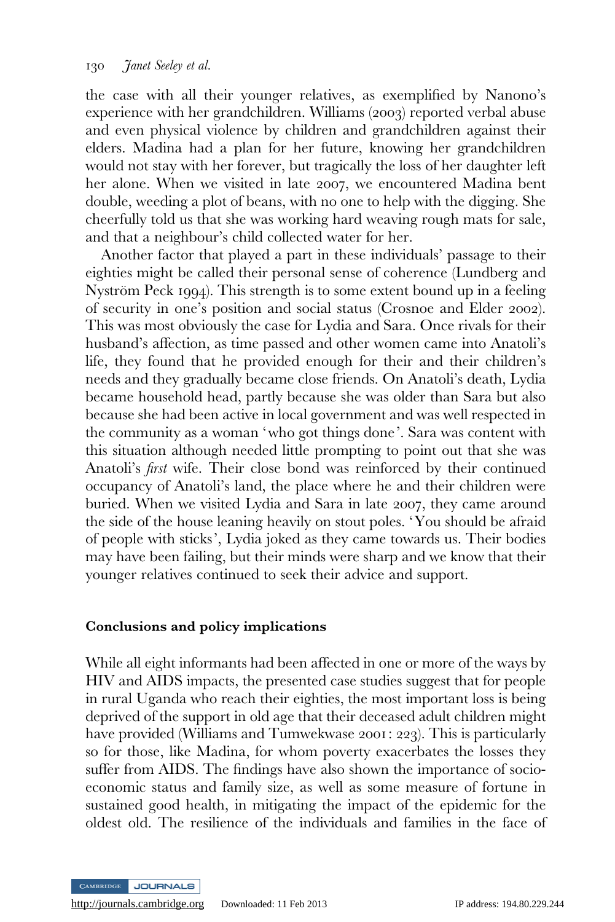the case with all their younger relatives, as exemplified by Nanono's experience with her grandchildren. Williams (2003) reported verbal abuse and even physical violence by children and grandchildren against their elders. Madina had a plan for her future, knowing her grandchildren would not stay with her forever, but tragically the loss of her daughter left her alone. When we visited in late 2007, we encountered Madina bent double, weeding a plot of beans, with no one to help with the digging. She cheerfully told us that she was working hard weaving rough mats for sale, and that a neighbour's child collected water for her.

Another factor that played a part in these individuals' passage to their eighties might be called their personal sense of coherence (Lundberg and Nyström Peck 1994). This strength is to some extent bound up in a feeling of security in one's position and social status (Crosnoe and Elder 2002). This was most obviously the case for Lydia and Sara. Once rivals for their husband's affection, as time passed and other women came into Anatoli's life, they found that he provided enough for their and their children's needs and they gradually became close friends. On Anatoli's death, Lydia became household head, partly because she was older than Sara but also because she had been active in local government and was well respected in the community as a woman 'who got things done'. Sara was content with this situation although needed little prompting to point out that she was Anatoli's *first* wife. Their close bond was reinforced by their continued occupancy of Anatoli's land, the place where he and their children were buried. When we visited Lydia and Sara in late 2007, they came around the side of the house leaning heavily on stout poles. 'You should be afraid of people with sticks', Lydia joked as they came towards us. Their bodies may have been failing, but their minds were sharp and we know that their younger relatives continued to seek their advice and support.

## Conclusions and policy implications

While all eight informants had been affected in one or more of the ways by HIV and AIDS impacts, the presented case studies suggest that for people in rural Uganda who reach their eighties, the most important loss is being deprived of the support in old age that their deceased adult children might have provided (Williams and Tumwekwase 2001: 223). This is particularly so for those, like Madina, for whom poverty exacerbates the losses they suffer from AIDS. The findings have also shown the importance of socio-economic status and family size, as well as some measure of fortune in sustained good health, in mitigating the impact of the epidemic for the oldest old. The resilience of the individuals and families in the face of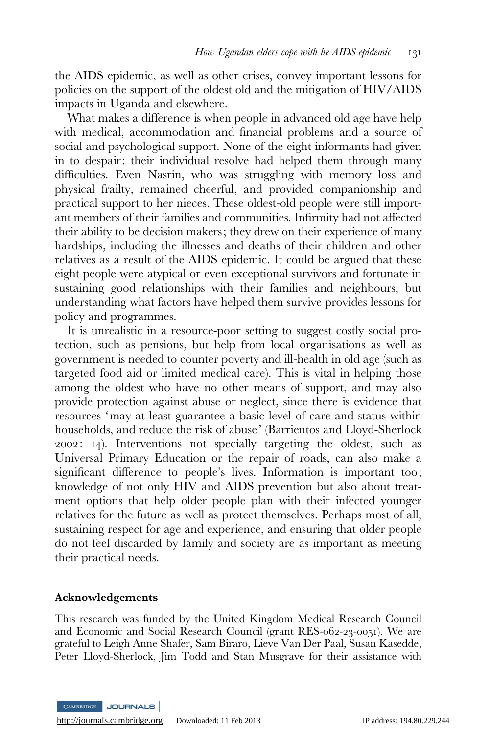the AIDS epidemic, as well as other crises, convey important lessons for policies on the support of the oldest old and the mitigation of HIV/AIDS impacts in Uganda and elsewhere.

What makes a difference is when people in advanced old age have help with medical, accommodation and financial problems and a source of social and psychological support. None of the eight informants had given in to despair: their individual resolve had helped them through many difficulties. Even Nasrin, who was struggling with memory loss and physical frailty, remained cheerful, and provided companionship and practical support to her nieces. These oldest-old people were still important members of their families and communities. Infirmity had not affected their ability to be decision makers; they drew on their experience of many hardships, including the illnesses and deaths of their children and other relatives as a result of the AIDS epidemic. It could be argued that these eight people were atypical or even exceptional survivors and fortunate in sustaining good relationships with their families and neighbours, but understanding what factors have helped them survive provides lessons for policy and programmes.

It is unrealistic in a resource-poor setting to suggest costly social protection, such as pensions, but help from local organisations as well as government is needed to counter poverty and ill-health in old age (such as targeted food aid or limited medical care). This is vital in helping those among the oldest who have no other means of support, and may also provide protection against abuse or neglect, since there is evidence that resources 'may at least guarantee a basic level of care and status within households, and reduce the risk of abuse' (Barrientos and Lloyd-Sherlock 2002: 14). Interventions not specially targeting the oldest, such as Universal Primary Education or the repair of roads, can also make a significant difference to people's lives. Information is important too; knowledge of not only HIV and AIDS prevention but also about treatment options that help older people plan with their infected younger relatives for the future as well as protect themselves. Perhaps most of all, sustaining respect for age and experience, and ensuring that older people do not feel discarded by family and society are as important as meeting their practical needs.

## Acknowledgements

This research was funded by the United Kingdom Medical Research Council and Economic and Social Research Council (grant RES-062-23-0051). We are grateful to Leigh Anne Shafer, Sam Biraro, Lieve Van Der Paal, Susan Kasedde, Peter Lloyd-Sherlock, Jim Todd and Stan Musgrave for their assistance with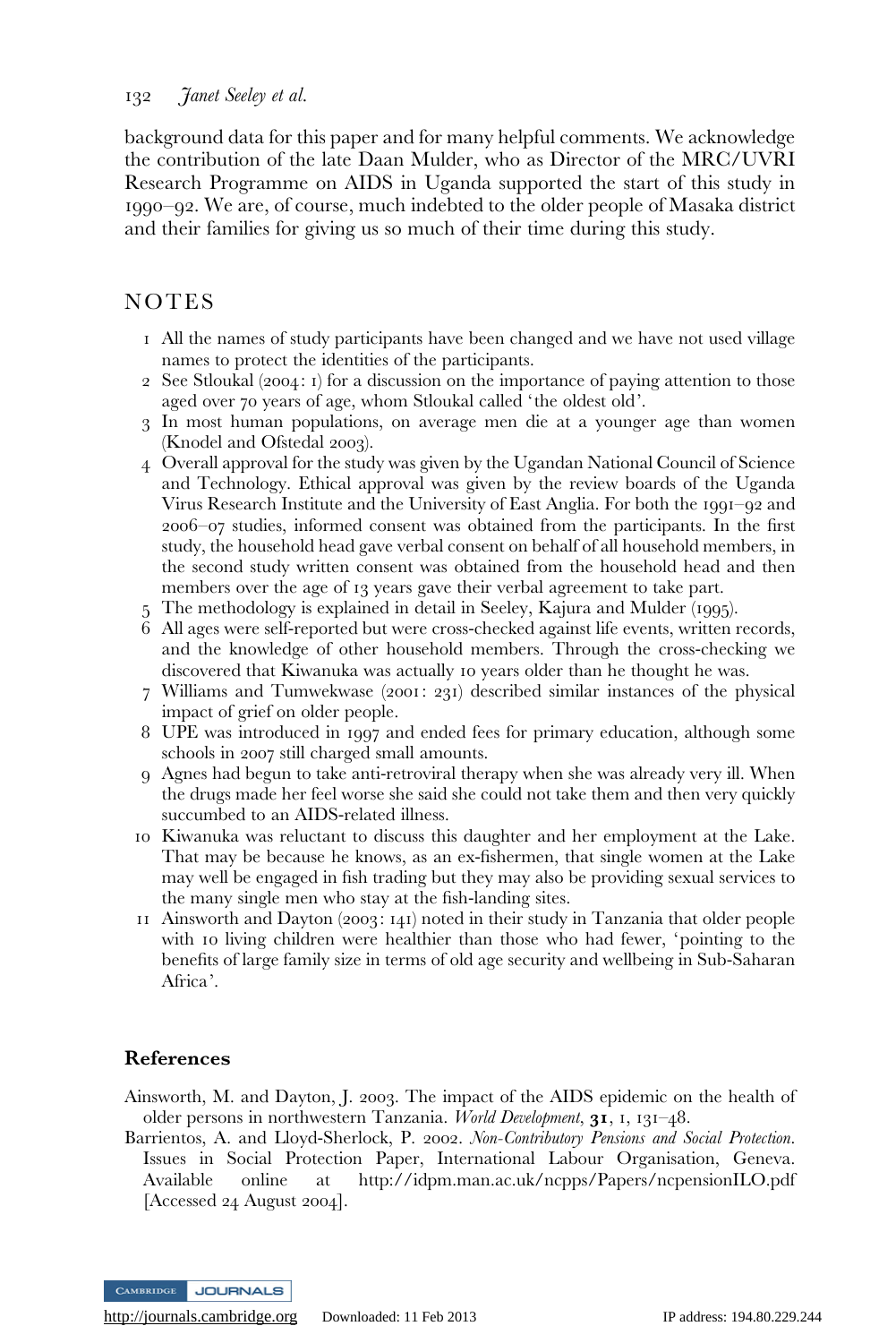background data for this paper and for many helpful comments. We acknowledge the contribution of the late Daan Mulder, who as Director of the MRC/UVRI Research Programme on AIDS in Uganda supported the start of this study in 1990–92. We are, of course, much indebted to the older people of Masaka district and their families for giving us so much of their time during this study.

## NOTES

1. All the names of study participants have been changed and we have not used village names to protect the identities of the participants.
2. See Stloukal (2004: 1) for a discussion on the importance of paying attention to those aged over 70 years of age, whom Stloukal called 'the oldest old'.
3. In most human populations, on average men die at a younger age than women (Knodel and Ofstedal 2003).
4. Overall approval for the study was given by the Ugandan National Council of Science and Technology. Ethical approval was given by the review boards of the Uganda Virus Research Institute and the University of East Anglia. For both the 1991–92 and 2006–07 studies, informed consent was obtained from the participants. In the first study, the household head gave verbal consent on behalf of all household members, in the second study written consent was obtained from the household head and then members over the age of 13 years gave their verbal agreement to take part.
5. The methodology is explained in detail in Seeley, Kajura and Mulder (1995).
6. All ages were self-reported but were cross-checked against life events, written records, and the knowledge of other household members. Through the cross-checking we discovered that Kiwanuka was actually 10 years older than he thought he was.
7. Williams and Tumwekwase (2001: 231) described similar instances of the physical impact of grief on older people.
8. UPE was introduced in 1997 and ended fees for primary education, although some schools in 2007 still charged small amounts.
9. Agnes had begun to take anti-retroviral therapy when she was already very ill. When the drugs made her feel worse she said she could not take them and then very quickly succumbed to an AIDS-related illness.
10. Kiwanuka was reluctant to discuss this daughter and her employment at the Lake. That may be because he knows, as an ex-fishermen, that single women at the Lake may well be engaged in fish trading but they may also be providing sexual services to the many single men who stay at the fish-landing sites.
11. Ainsworth and Dayton (2003: 141) noted in their study in Tanzania that older people with 10 living children were healthier than those who had fewer, 'pointing to the benefits of large family size in terms of old age security and wellbeing in Sub-Saharan Africa'.

### References

Ainsworth, M. and Dayton, J. 2003. The impact of the AIDS epidemic on the health of older persons in northwestern Tanzania. *World Development*, **31**, 1, 131–48.

Barrientos, A. and Lloyd-Sherlock, P. 2002. *Non-Contributory Pensions and Social Protection*. Issues in Social Protection Paper, International Labour Organisation, Geneva. Available online at http://idpm.man.ac.uk/ncpps/Papers/ncpensionILO.pdf [Accessed 24 August 2004].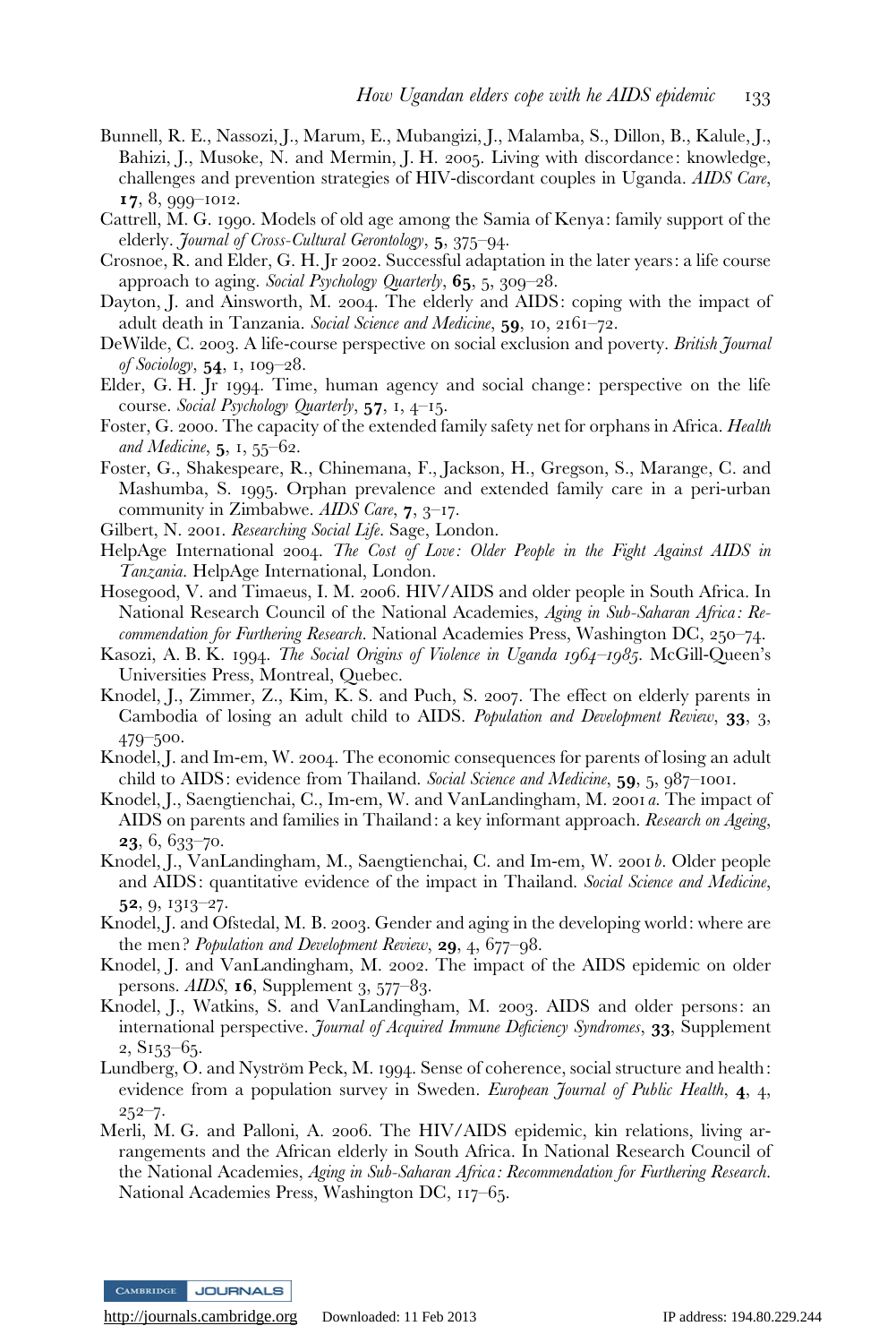Bunnell, R. E., Nassozi, J., Marum, E., Mubangizi, J., Malamba, S., Dillon, B., Kalule, J., Bahizi, J., Musoke, N. and Mermin, J. H. 2005. Living with discordance: knowledge, challenges and prevention strategies of HIV-discordant couples in Uganda. *AIDS Care*, **17**, 8, 999–1012.

Cattrell, M. G. 1990. Models of old age among the Samia of Kenya: family support of the elderly. *Journal of Cross-Cultural Gerontology*, **5**, 375–94.

Crosnoe, R. and Elder, G. H. Jr 2002. Successful adaptation in the later years: a life course approach to aging. *Social Psychology Quarterly*, **65**, 5, 309–28.

Dayton, J. and Ainsworth, M. 2004. The elderly and AIDS: coping with the impact of adult death in Tanzania. *Social Science and Medicine*, **59**, 10, 2161–72.

DeWilde, C. 2003. A life-course perspective on social exclusion and poverty. *British Journal of Sociology*, **54**, 1, 109–28.

Elder, G. H. Jr 1994. Time, human agency and social change: perspective on the life course. *Social Psychology Quarterly*, **57**, 1, 4–15.

Foster, G. 2000. The capacity of the extended family safety net for orphans in Africa. *Health and Medicine*, **5**, 1, 55–62.

Foster, G., Shakespeare, R., Chinemana, F., Jackson, H., Gregson, S., Marange, C. and Mashumba, S. 1995. Orphan prevalence and extended family care in a peri-urban community in Zimbabwe. *AIDS Care*, **7**, 3–17.

Gilbert, N. 2001. *Researching Social Life*. Sage, London.

HelpAge International 2004. *The Cost of Love: Older People in the Fight Against AIDS in Tanzania*. HelpAge International, London.

Hosegood, V. and Timaeus, I. M. 2006. HIV/AIDS and older people in South Africa. In National Research Council of the National Academies, *Aging in Sub-Saharan Africa: Recommendation for Furthering Research*. National Academies Press, Washington DC, 250–74.

Kasozi, A. B. K. 1994. *The Social Origins of Violence in Uganda 1964–1985*. McGill-Queen's Universities Press, Montreal, Quebec.

Knodel, J., Zimmer, Z., Kim, K. S. and Puch, S. 2007. The effect on elderly parents in Cambodia of losing an adult child to AIDS. *Population and Development Review*, **33**, 3, 479–500.

Knodel, J. and Im-em, W. 2004. The economic consequences for parents of losing an adult child to AIDS: evidence from Thailand. *Social Science and Medicine*, **59**, 5, 987–1001.

Knodel, J., Saengtienchai, C., Im-em, W. and VanLandingham, M. 2001*a*. The impact of AIDS on parents and families in Thailand: a key informant approach. *Research on Ageing*, **23**, 6, 633–70.

Knodel, J., VanLandingham, M., Saengtienchai, C. and Im-em, W. 2001*b*. Older people and AIDS: quantitative evidence of the impact in Thailand. *Social Science and Medicine*, **52**, 9, 1313–27.

Knodel, J. and Ofstedal, M. B. 2003. Gender and aging in the developing world: where are the men? *Population and Development Review*, **29**, 4, 677–98.

Knodel, J. and VanLandingham, M. 2002. The impact of the AIDS epidemic on older persons. *AIDS*, **16**, Supplement 3, 577–83.

Knodel, J., Watkins, S. and VanLandingham, M. 2003. AIDS and older persons: an international perspective. *Journal of Acquired Immune Deficiency Syndromes*, **33**, Supplement 2, S153–65.

Lundberg, O. and Nyström Peck, M. 1994. Sense of coherence, social structure and health: evidence from a population survey in Sweden. *European Journal of Public Health*, **4**, 4, 252–7.

Merli, M. G. and Palloni, A. 2006. The HIV/AIDS epidemic, kin relations, living arrangements and the African elderly in South Africa. In National Research Council of the National Academies, *Aging in Sub-Saharan Africa: Recommendation for Furthering Research*. National Academies Press, Washington DC, 117–65.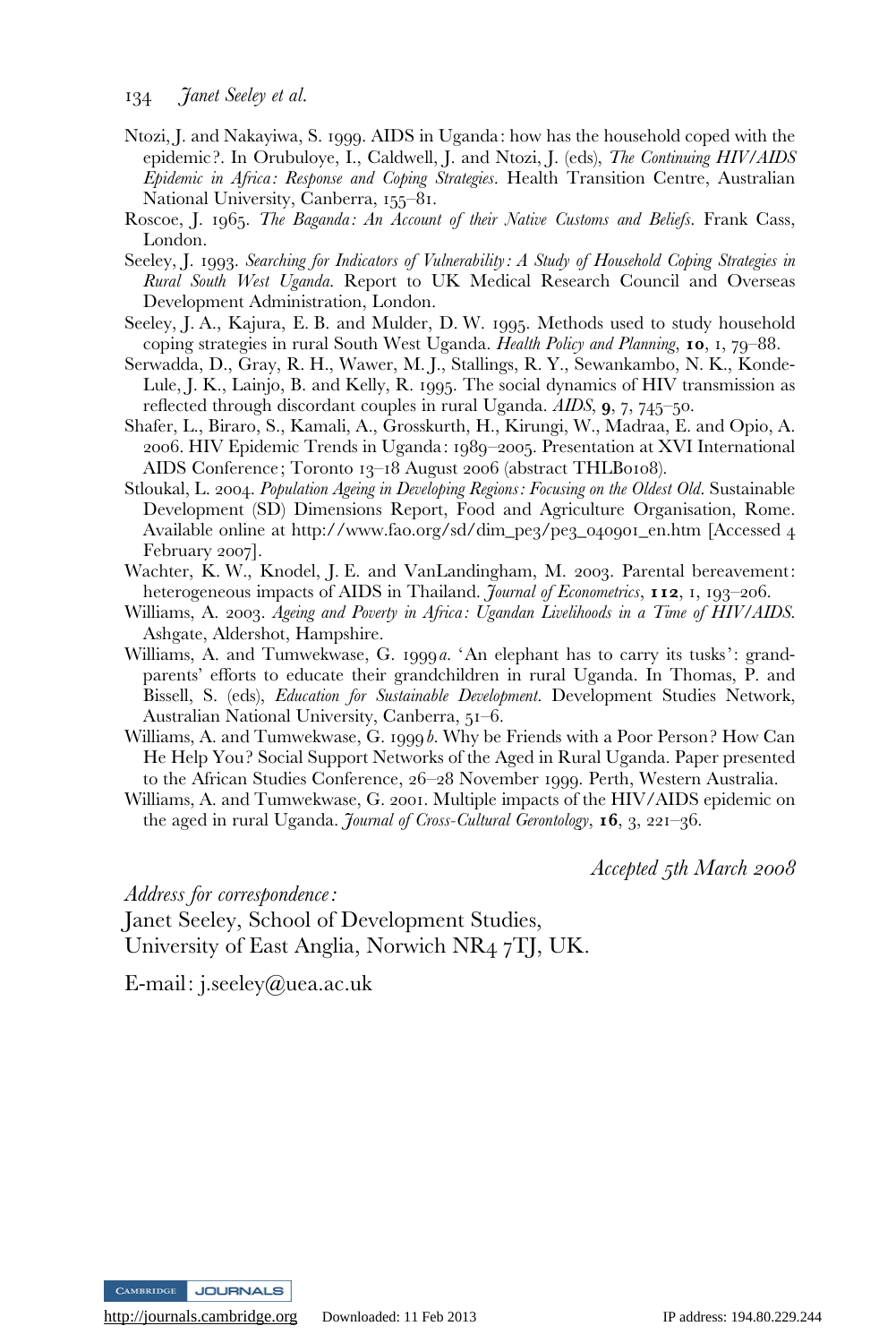Ntozi, J. and Nakayiwa, S. 1999. AIDS in Uganda: how has the household coped with the epidemic?. In Orubuloye, I., Caldwell, J. and Ntozi, J. (eds), *The Continuing HIV/AIDS Epidemic in Africa: Response and Coping Strategies*. Health Transition Centre, Australian National University, Canberra, 155–81.

Roscoe, J. 1965. *The Baganda: An Account of their Native Customs and Beliefs*. Frank Cass, London.

Seeley, J. 1993. *Searching for Indicators of Vulnerability: A Study of Household Coping Strategies in Rural South West Uganda*. Report to UK Medical Research Council and Overseas Development Administration, London.

Seeley, J. A., Kajura, E. B. and Mulder, D. W. 1995. Methods used to study household coping strategies in rural South West Uganda. *Health Policy and Planning*, **10**, 1, 79–88.

Serwadda, D., Gray, R. H., Wawer, M. J., Stallings, R. Y., Sewankambo, N. K., Konde-Lule, J. K., Lainjo, B. and Kelly, R. 1995. The social dynamics of HIV transmission as reflected through discordant couples in rural Uganda. *AIDS*, **9**, 7, 745–50.

Shafer, L., Biraro, S., Kamali, A., Grosskurth, H., Kirungi, W., Madraa, E. and Opio, A. 2006. HIV Epidemic Trends in Uganda: 1989–2005. Presentation at XVI International AIDS Conference; Toronto 13–18 August 2006 (abstract THLB0108).

Stloukal, L. 2004. *Population Ageing in Developing Regions: Focusing on the Oldest Old*. Sustainable Development (SD) Dimensions Report, Food and Agriculture Organisation, Rome. Available online at http://www.fao.org/sd/dim_pe3/pe3_040901_en.htm [Accessed 4 February 2007].

Wachter, K. W., Knodel, J. E. and VanLandingham, M. 2003. Parental bereavement: heterogeneous impacts of AIDS in Thailand. *Journal of Econometrics*, **112**, 1, 193–206.

Williams, A. 2003. *Ageing and Poverty in Africa: Ugandan Livelihoods in a Time of HIV/AIDS*. Ashgate, Aldershot, Hampshire.

Williams, A. and Tumwekwase, G. 1999*a*. 'An elephant has to carry its tusks': grandparents' efforts to educate their grandchildren in rural Uganda. In Thomas, P. and Bissell, S. (eds), *Education for Sustainable Development*. Development Studies Network, Australian National University, Canberra, 51–6.

Williams, A. and Tumwekwase, G. 1999*b*. Why be Friends with a Poor Person? How Can He Help You? Social Support Networks of the Aged in Rural Uganda. Paper presented to the African Studies Conference, 26–28 November 1999. Perth, Western Australia.

Williams, A. and Tumwekwase, G. 2001. Multiple impacts of the HIV/AIDS epidemic on the aged in rural Uganda. *Journal of Cross-Cultural Gerontology*, **16**, 3, 221–36.

*Accepted 5th March 2008*

*Address for correspondence:*
Janet Seeley, School of Development Studies,
University of East Anglia, Norwich NR4 7TJ, UK.

E-mail: j.seeley@uea.ac.uk